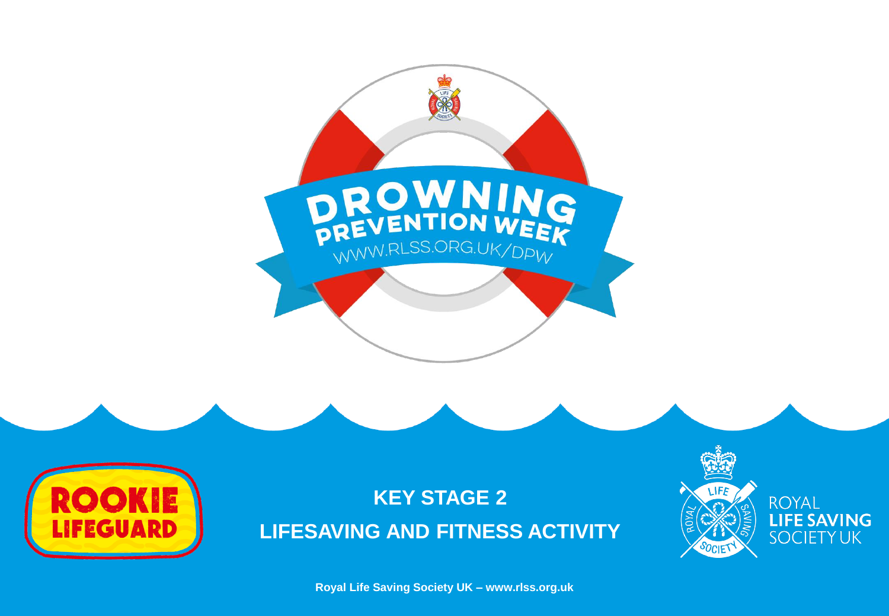# DROWNING PREVENTION WEEK

WWW.RLSS.ORG.UK/DPW

ROOKIE LIFEGUARD

## KEY STAGE 2

## LIFESAVING AND FITNESS ACTIVITY

ROYAL LIFE SAVING SOCIETY UK

**Royal Life Saving Society UK – www.rlss.org.uk**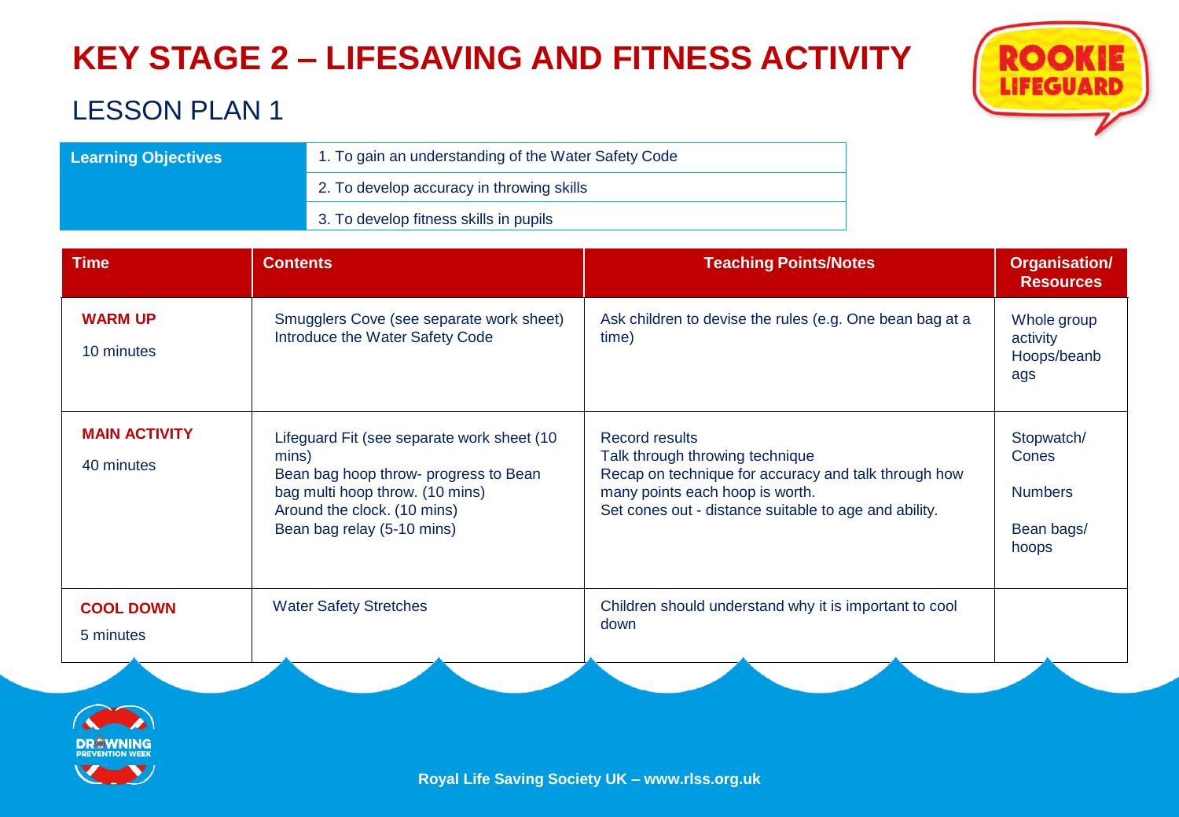# KEY STAGE 2 – LIFESAVING AND FITNESS ACTIVITY

## LESSON PLAN 1

| | |
|---|---|
| **Learning Objectives** | 1. To gain an understanding of the Water Safety Code |
| | 2. To develop accuracy in throwing skills |
| | 3. To develop fitness skills in pupils |

| Time | Contents | Teaching Points/Notes | Organisation/ Resources |
|---|---|---|---|
| **WARM UP** 10 minutes | Smugglers Cove (see separate work sheet) Introduce the Water Safety Code | Ask children to devise the rules (e.g. One bean bag at a time) | Whole group activity Hoops/beanbags |
| **MAIN ACTIVITY** 40 minutes | Lifeguard Fit (see separate work sheet (10 mins) Bean bag hoop throw- progress to Bean bag multi hoop throw. (10 mins) Around the clock. (10 mins) Bean bag relay (5-10 mins) | Record results Talk through throwing technique Recap on technique for accuracy and talk through how many points each hoop is worth. Set cones out - distance suitable to age and ability. | Stopwatch/ Cones Numbers Bean bags/ hoops |
| **COOL DOWN** 5 minutes | Water Safety Stretches | Children should understand why it is important to cool down | |

Royal Life Saving Society UK – www.rlss.org.uk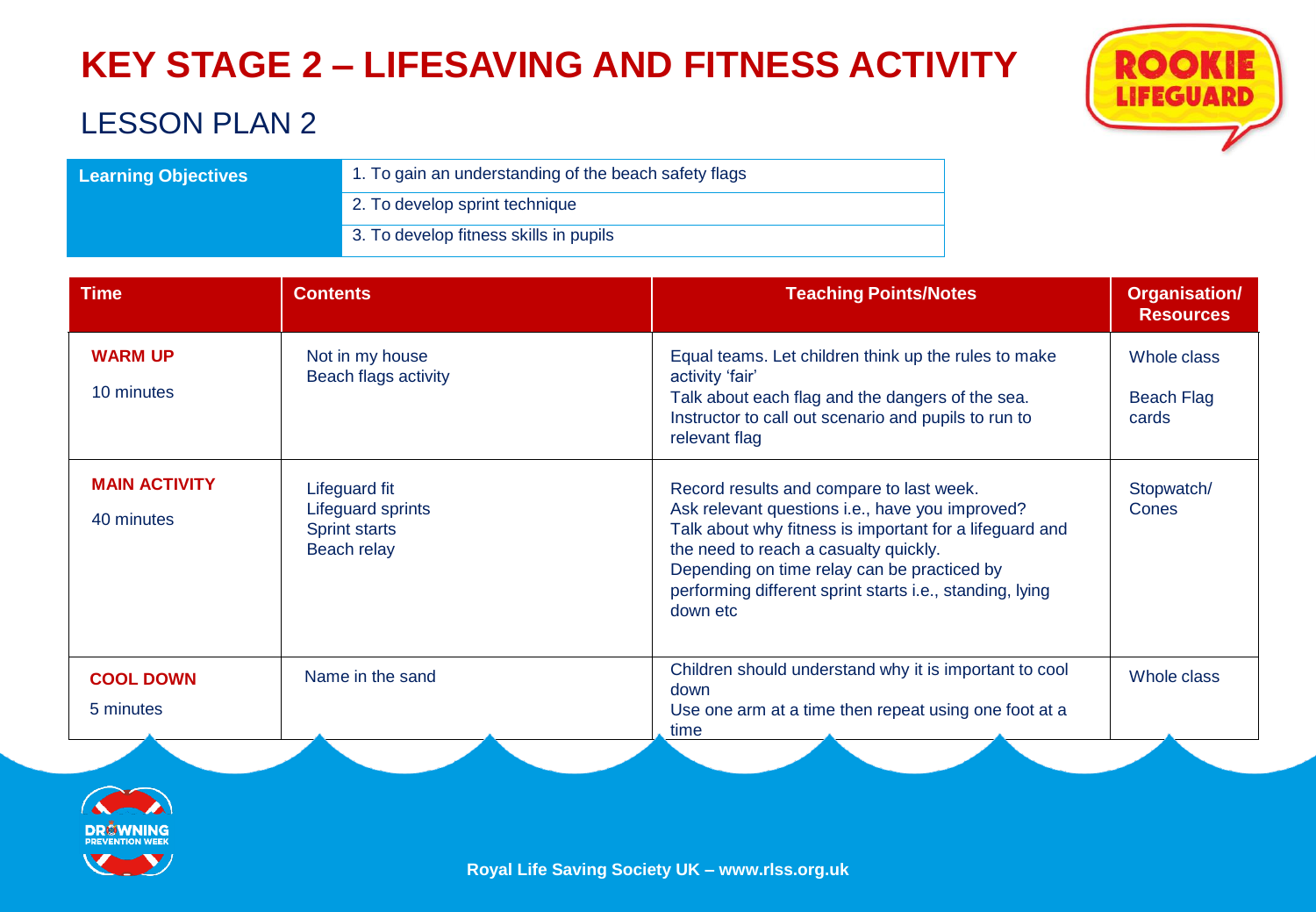# KEY STAGE 2 – LIFESAVING AND FITNESS ACTIVITY

ROOKIE LIFEGUARD

## LESSON PLAN 2

| | |
|---|---|
| **Learning Objectives** | 1. To gain an understanding of the beach safety flags |
| | 2. To develop sprint technique |
| | 3. To develop fitness skills in pupils |

| Time | Contents | Teaching Points/Notes | Organisation/ Resources |
|---|---|---|---|
| **WARM UP**<br>10 minutes | Not in my house<br>Beach flags activity | Equal teams. Let children think up the rules to make activity 'fair'<br>Talk about each flag and the dangers of the sea. Instructor to call out scenario and pupils to run to relevant flag | Whole class<br>Beach Flag cards |
| **MAIN ACTIVITY**<br>40 minutes | Lifeguard fit<br>Lifeguard sprints<br>Sprint starts<br>Beach relay | Record results and compare to last week.<br>Ask relevant questions i.e., have you improved?<br>Talk about why fitness is important for a lifeguard and the need to reach a casualty quickly.<br>Depending on time relay can be practiced by performing different sprint starts i.e., standing, lying down etc | Stopwatch/ Cones |
| **COOL DOWN**<br>5 minutes | Name in the sand | Children should understand why it is important to cool down<br>Use one arm at a time then repeat using one foot at a time | Whole class |

DROWNING PREVENTION WEEK

Royal Life Saving Society UK – www.rlss.org.uk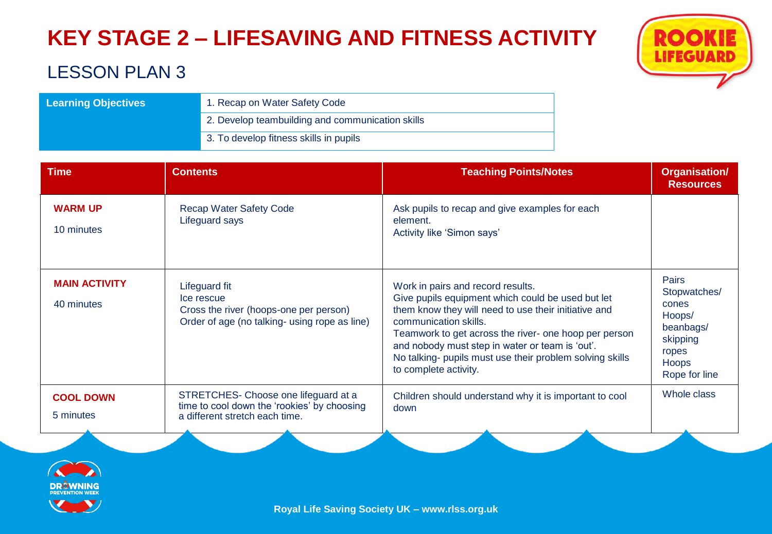# KEY STAGE 2 – LIFESAVING AND FITNESS ACTIVITY

## LESSON PLAN 3

| Learning Objectives | |
|---|---|
| | 1. Recap on Water Safety Code |
| | 2. Develop teambuilding and communication skills |
| | 3. To develop fitness skills in pupils |

| Time | Contents | Teaching Points/Notes | Organisation/ Resources |
|---|---|---|---|
| **WARM UP**<br><br>10 minutes | Recap Water Safety Code<br>Lifeguard says | Ask pupils to recap and give examples for each element.<br>Activity like 'Simon says' | |
| **MAIN ACTIVITY**<br><br>40 minutes | Lifeguard fit<br>Ice rescue<br>Cross the river (hoops-one per person)<br>Order of age (no talking- using rope as line) | Work in pairs and record results.<br>Give pupils equipment which could be used but let them know they will need to use their initiative and communication skills.<br>Teamwork to get across the river- one hoop per person and nobody must step in water or team is 'out'.<br>No talking- pupils must use their problem solving skills to complete activity. | Pairs<br>Stopwatches/ cones<br>Hoops/ beanbags/ skipping ropes<br>Hoops<br>Rope for line |
| **COOL DOWN**<br><br>5 minutes | STRETCHES- Choose one lifeguard at a time to cool down the 'rookies' by choosing a different stretch each time. | Children should understand why it is important to cool down | Whole class |

Royal Life Saving Society UK – www.rlss.org.uk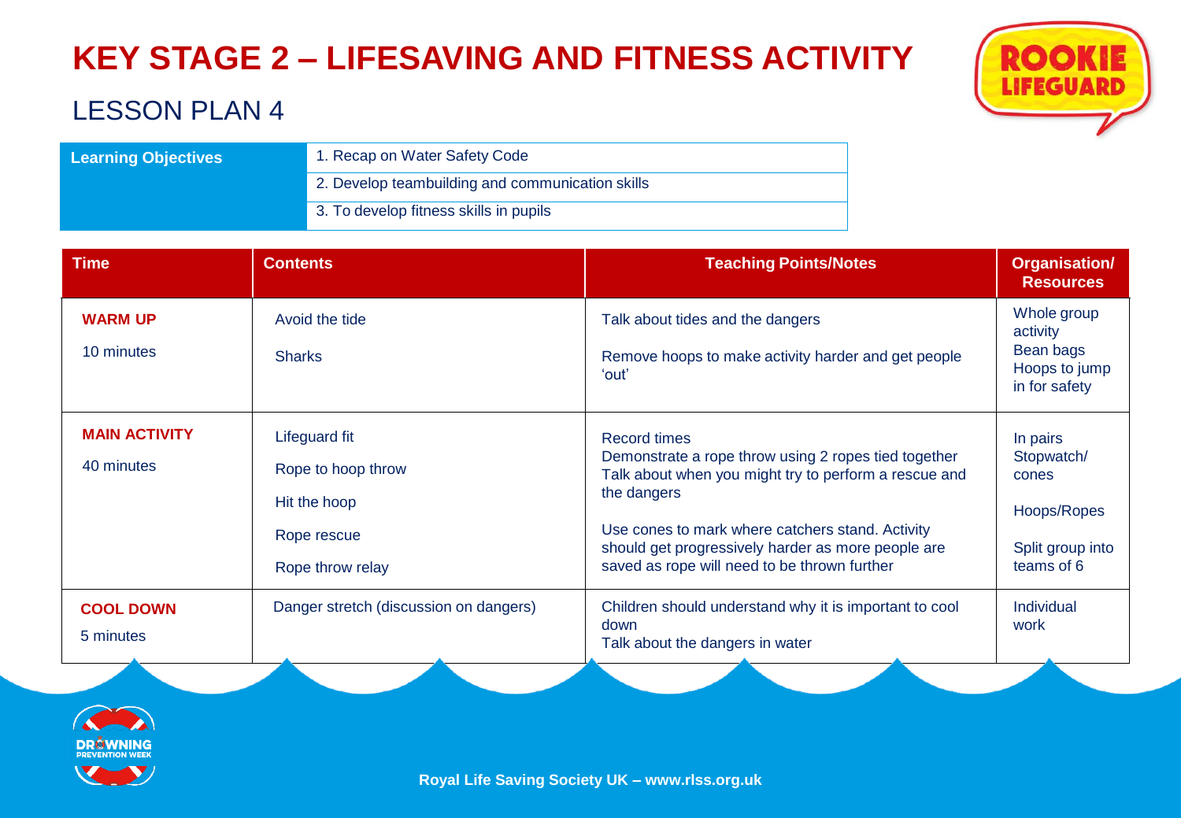# KEY STAGE 2 – LIFESAVING AND FITNESS ACTIVITY

## LESSON PLAN 4

| | |
|---|---|
| **Learning Objectives** | 1. Recap on Water Safety Code |
| | 2. Develop teambuilding and communication skills |
| | 3. To develop fitness skills in pupils |

| Time | Contents | Teaching Points/Notes | Organisation/ Resources |
|---|---|---|---|
| **WARM UP**<br>10 minutes | Avoid the tide<br><br>Sharks | Talk about tides and the dangers<br><br>Remove hoops to make activity harder and get people 'out' | Whole group activity<br>Bean bags<br>Hoops to jump in for safety |
| **MAIN ACTIVITY**<br>40 minutes | Lifeguard fit<br><br>Rope to hoop throw<br><br>Hit the hoop<br><br>Rope rescue<br><br>Rope throw relay | Record times<br>Demonstrate a rope throw using 2 ropes tied together<br>Talk about when you might try to perform a rescue and the dangers<br><br>Use cones to mark where catchers stand. Activity should get progressively harder as more people are saved as rope will need to be thrown further | In pairs<br>Stopwatch/ cones<br><br>Hoops/Ropes<br><br>Split group into teams of 6 |
| **COOL DOWN**<br>5 minutes | Danger stretch (discussion on dangers) | Children should understand why it is important to cool down<br>Talk about the dangers in water | Individual work |

Royal Life Saving Society UK – www.rlss.org.uk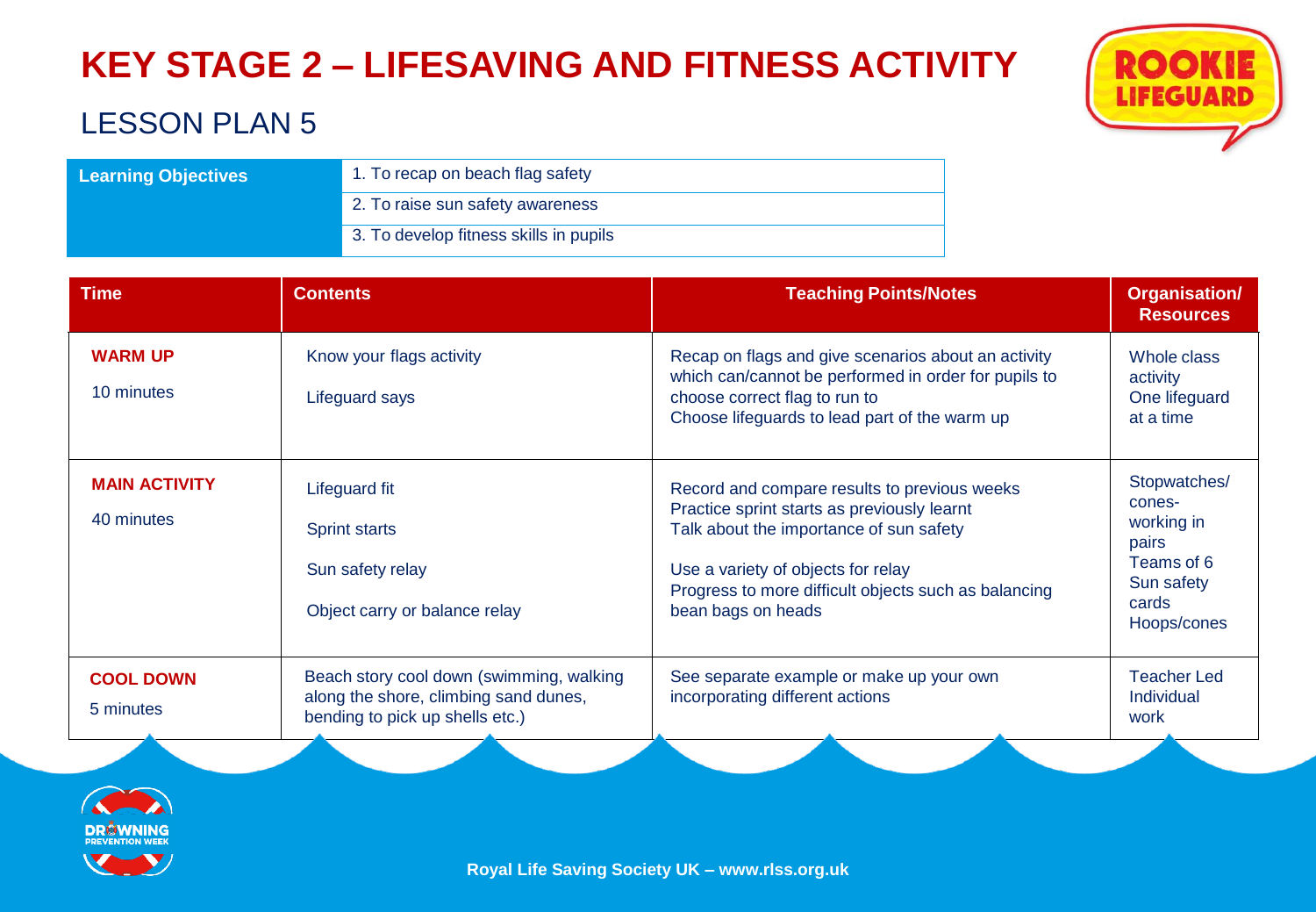# KEY STAGE 2 – LIFESAVING AND FITNESS ACTIVITY

## LESSON PLAN 5

| | |
|---|---|
| **Learning Objectives** | 1. To recap on beach flag safety |
| | 2. To raise sun safety awareness |
| | 3. To develop fitness skills in pupils |

| Time | Contents | Teaching Points/Notes | Organisation/ Resources |
|---|---|---|---|
| **WARM UP**<br>10 minutes | Know your flags activity<br>Lifeguard says | Recap on flags and give scenarios about an activity which can/cannot be performed in order for pupils to choose correct flag to run to<br>Choose lifeguards to lead part of the warm up | Whole class activity<br>One lifeguard at a time |
| **MAIN ACTIVITY**<br>40 minutes | Lifeguard fit<br>Sprint starts<br>Sun safety relay<br>Object carry or balance relay | Record and compare results to previous weeks<br>Practice sprint starts as previously learnt<br>Talk about the importance of sun safety<br>Use a variety of objects for relay<br>Progress to more difficult objects such as balancing bean bags on heads | Stopwatches/ cones- working in pairs<br>Teams of 6<br>Sun safety cards<br>Hoops/cones |
| **COOL DOWN**<br>5 minutes | Beach story cool down (swimming, walking along the shore, climbing sand dunes, bending to pick up shells etc.) | See separate example or make up your own incorporating different actions | Teacher Led<br>Individual work |

Royal Life Saving Society UK – www.rlss.org.uk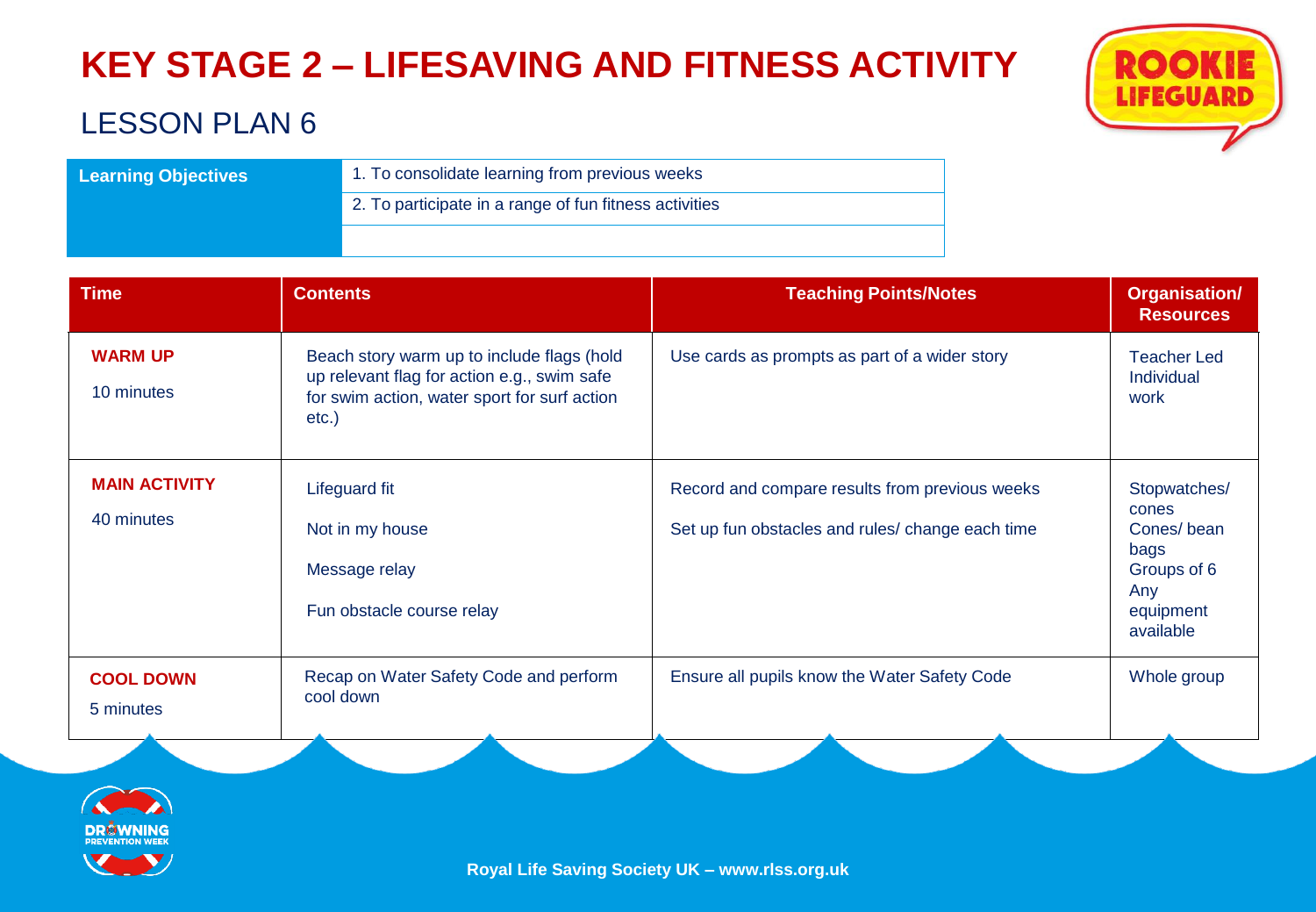# KEY STAGE 2 – LIFESAVING AND FITNESS ACTIVITY

## LESSON PLAN 6

| Learning Objectives | |
|---|---|
| | 1. To consolidate learning from previous weeks |
| | 2. To participate in a range of fun fitness activities |
| | |

| Time | Contents | Teaching Points/Notes | Organisation/ Resources |
|---|---|---|---|
| **WARM UP**<br>10 minutes | Beach story warm up to include flags (hold up relevant flag for action e.g., swim safe for swim action, water sport for surf action etc.) | Use cards as prompts as part of a wider story | Teacher Led Individual work |
| **MAIN ACTIVITY**<br>40 minutes | Lifeguard fit<br>Not in my house<br>Message relay<br>Fun obstacle course relay | Record and compare results from previous weeks<br>Set up fun obstacles and rules/ change each time | Stopwatches/ cones<br>Cones/ bean bags<br>Groups of 6<br>Any equipment available |
| **COOL DOWN**<br>5 minutes | Recap on Water Safety Code and perform cool down | Ensure all pupils know the Water Safety Code | Whole group |

Royal Life Saving Society UK – www.rlss.org.uk